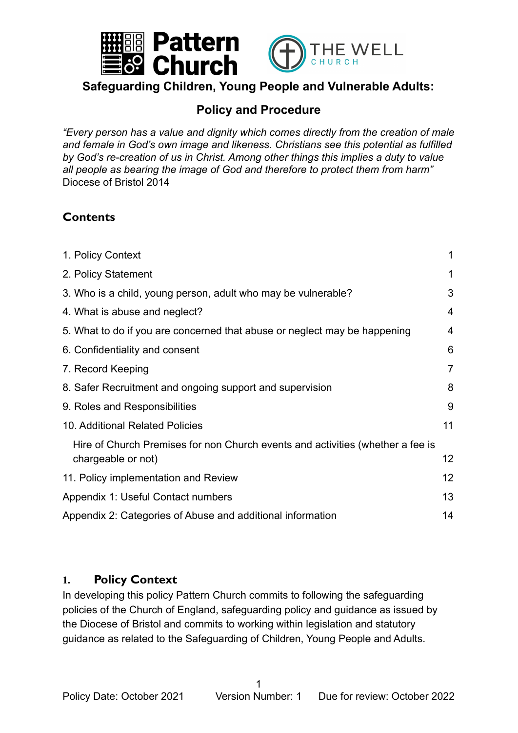# Safeguarding Children, Young People and Vulnerable Adults:

## Policy and Procedure

*"Every person has a value and dignity which comes directly from the creation of male and female in God's own image and likeness. Christians see this potential as fulfilled by God's re-creation of us in Christ. Among other things this implies a duty to value all people as bearing the image of God and therefore to protect them from harm"*
Diocese of Bristol 2014

### Contents

| | |
|---|---|
| 1. Policy Context | 1 |
| 2. Policy Statement | 1 |
| 3. Who is a child, young person, adult who may be vulnerable? | 3 |
| 4. What is abuse and neglect? | 4 |
| 5. What to do if you are concerned that abuse or neglect may be happening | 4 |
| 6. Confidentiality and consent | 6 |
| 7. Record Keeping | 7 |
| 8. Safer Recruitment and ongoing support and supervision | 8 |
| 9. Roles and Responsibilities | 9 |
| 10. Additional Related Policies | 11 |
| Hire of Church Premises for non Church events and activities (whether a fee is chargeable or not) | 12 |
| 11. Policy implementation and Review | 12 |
| Appendix 1: Useful Contact numbers | 13 |
| Appendix 2: Categories of Abuse and additional information | 14 |

### 1. Policy Context

In developing this policy Pattern Church commits to following the safeguarding policies of the Church of England, safeguarding policy and guidance as issued by the Diocese of Bristol and commits to working within legislation and statutory guidance as related to the Safeguarding of Children, Young People and Adults.

Policy Date: October 2021 Version Number: 1 Due for review: October 2022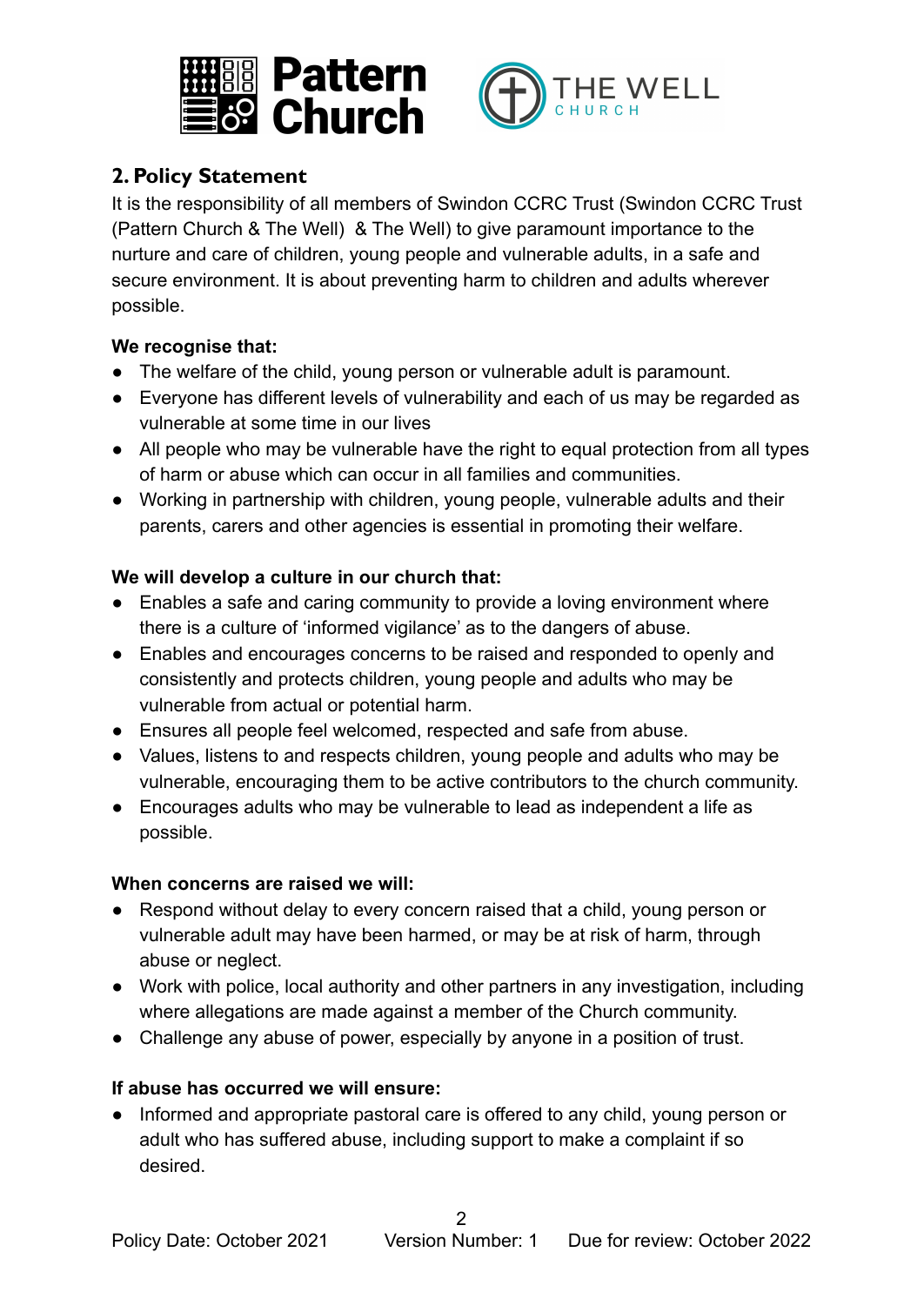## 2. Policy Statement

It is the responsibility of all members of Swindon CCRC Trust (Swindon CCRC Trust (Pattern Church & The Well)  & The Well) to give paramount importance to the nurture and care of children, young people and vulnerable adults, in a safe and secure environment. It is about preventing harm to children and adults wherever possible.

**We recognise that:**

- The welfare of the child, young person or vulnerable adult is paramount.
- Everyone has different levels of vulnerability and each of us may be regarded as vulnerable at some time in our lives
- All people who may be vulnerable have the right to equal protection from all types of harm or abuse which can occur in all families and communities.
- Working in partnership with children, young people, vulnerable adults and their parents, carers and other agencies is essential in promoting their welfare.

**We will develop a culture in our church that:**

- Enables a safe and caring community to provide a loving environment where there is a culture of 'informed vigilance' as to the dangers of abuse.
- Enables and encourages concerns to be raised and responded to openly and consistently and protects children, young people and adults who may be vulnerable from actual or potential harm.
- Ensures all people feel welcomed, respected and safe from abuse.
- Values, listens to and respects children, young people and adults who may be vulnerable, encouraging them to be active contributors to the church community.
- Encourages adults who may be vulnerable to lead as independent a life as possible.

**When concerns are raised we will:**

- Respond without delay to every concern raised that a child, young person or vulnerable adult may have been harmed, or may be at risk of harm, through abuse or neglect.
- Work with police, local authority and other partners in any investigation, including where allegations are made against a member of the Church community.
- Challenge any abuse of power, especially by anyone in a position of trust.

**If abuse has occurred we will ensure:**

- Informed and appropriate pastoral care is offered to any child, young person or adult who has suffered abuse, including support to make a complaint if so desired.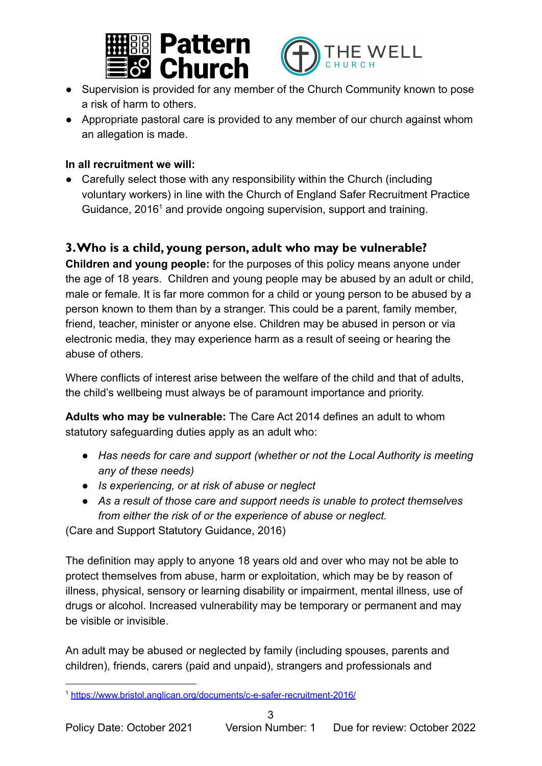- Supervision is provided for any member of the Church Community known to pose a risk of harm to others.
- Appropriate pastoral care is provided to any member of our church against whom an allegation is made.

**In all recruitment we will:**

- Carefully select those with any responsibility within the Church (including voluntary workers) in line with the Church of England Safer Recruitment Practice Guidance, 2016[1] and provide ongoing supervision, support and training.

## 3. Who is a child, young person, adult who may be vulnerable?

**Children and young people:** for the purposes of this policy means anyone under the age of 18 years. Children and young people may be abused by an adult or child, male or female. It is far more common for a child or young person to be abused by a person known to them than by a stranger. This could be a parent, family member, friend, teacher, minister or anyone else. Children may be abused in person or via electronic media, they may experience harm as a result of seeing or hearing the abuse of others.

Where conflicts of interest arise between the welfare of the child and that of adults, the child's wellbeing must always be of paramount importance and priority.

**Adults who may be vulnerable:** The Care Act 2014 defines an adult to whom statutory safeguarding duties apply as an adult who:

- *Has needs for care and support (whether or not the Local Authority is meeting any of these needs)*
- *Is experiencing, or at risk of abuse or neglect*
- *As a result of those care and support needs is unable to protect themselves from either the risk of or the experience of abuse or neglect.*

(Care and Support Statutory Guidance, 2016)

The definition may apply to anyone 18 years old and over who may not be able to protect themselves from abuse, harm or exploitation, which may be by reason of illness, physical, sensory or learning disability or impairment, mental illness, use of drugs or alcohol. Increased vulnerability may be temporary or permanent and may be visible or invisible.

An adult may be abused or neglected by family (including spouses, parents and children), friends, carers (paid and unpaid), strangers and professionals and

[1] https://www.bristol.anglican.org/documents/c-e-safer-recruitment-2016/

Policy Date: October 2021 Version Number: 1 Due for review: October 2022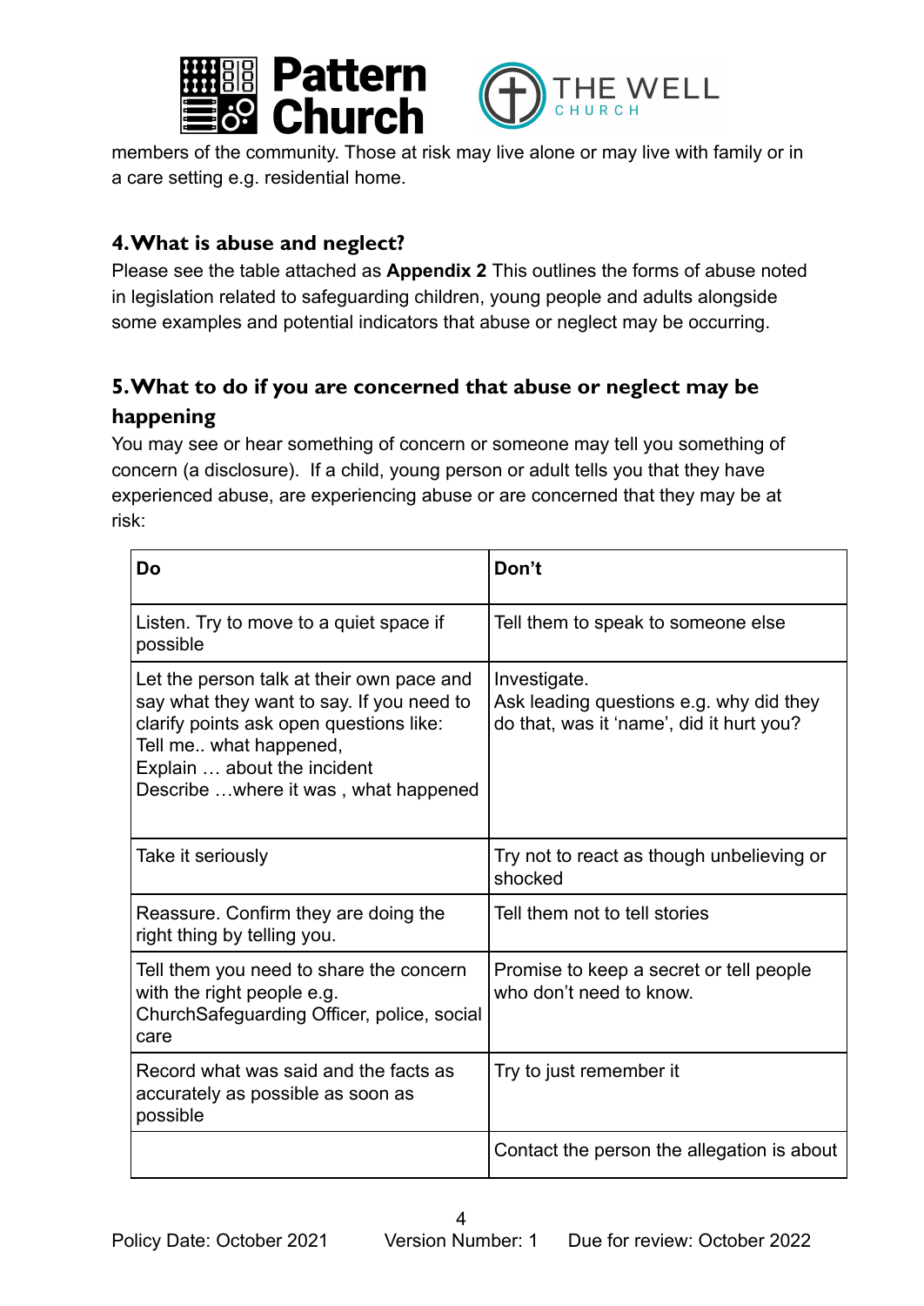members of the community. Those at risk may live alone or may live with family or in a care setting e.g. residential home.

## 4. What is abuse and neglect?

Please see the table attached as **Appendix 2** This outlines the forms of abuse noted in legislation related to safeguarding children, young people and adults alongside some examples and potential indicators that abuse or neglect may be occurring.

## 5. What to do if you are concerned that abuse or neglect may be happening

You may see or hear something of concern or someone may tell you something of concern (a disclosure). If a child, young person or adult tells you that they have experienced abuse, are experiencing abuse or are concerned that they may be at risk:

| Do | Don't |
|---|---|
| Listen. Try to move to a quiet space if possible | Tell them to speak to someone else |
| Let the person talk at their own pace and say what they want to say. If you need to clarify points ask open questions like:<br>Tell me.. what happened,<br>Explain … about the incident<br>Describe …where it was , what happened | Investigate.<br>Ask leading questions e.g. why did they do that, was it 'name', did it hurt you? |
| Take it seriously | Try not to react as though unbelieving or shocked |
| Reassure. Confirm they are doing the right thing by telling you. | Tell them not to tell stories |
| Tell them you need to share the concern with the right people e.g. ChurchSafeguarding Officer, police, social care | Promise to keep a secret or tell people who don't need to know. |
| Record what was said and the facts as accurately as possible as soon as possible | Try to just remember it |
| | Contact the person the allegation is about |

Policy Date: October 2021 Version Number: 1 Due for review: October 2022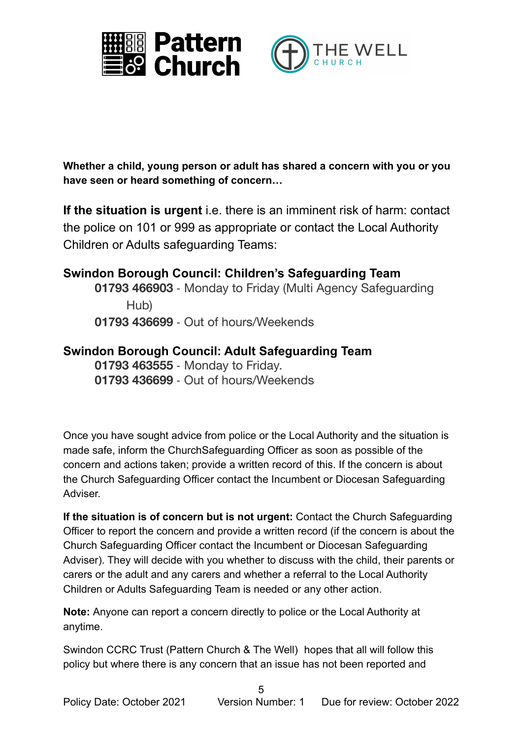**Whether a child, young person or adult has shared a concern with you or you have seen or heard something of concern…**

**If the situation is urgent** i.e. there is an imminent risk of harm: contact the police on 101 or 999 as appropriate or contact the Local Authority Children or Adults safeguarding Teams:

**Swindon Borough Council: Children's Safeguarding Team**

**01793 466903** - Monday to Friday (Multi Agency Safeguarding Hub)

**01793 436699** - Out of hours/Weekends

**Swindon Borough Council: Adult Safeguarding Team**

**01793 463555** - Monday to Friday.

**01793 436699** - Out of hours/Weekends

Once you have sought advice from police or the Local Authority and the situation is made safe, inform the ChurchSafeguarding Officer as soon as possible of the concern and actions taken; provide a written record of this. If the concern is about the Church Safeguarding Officer contact the Incumbent or Diocesan Safeguarding Adviser.

**If the situation is of concern but is not urgent:** Contact the Church Safeguarding Officer to report the concern and provide a written record (if the concern is about the Church Safeguarding Officer contact the Incumbent or Diocesan Safeguarding Adviser). They will decide with you whether to discuss with the child, their parents or carers or the adult and any carers and whether a referral to the Local Authority Children or Adults Safeguarding Team is needed or any other action.

**Note:** Anyone can report a concern directly to police or the Local Authority at anytime.

Swindon CCRC Trust (Pattern Church & The Well) hopes that all will follow this policy but where there is any concern that an issue has not been reported and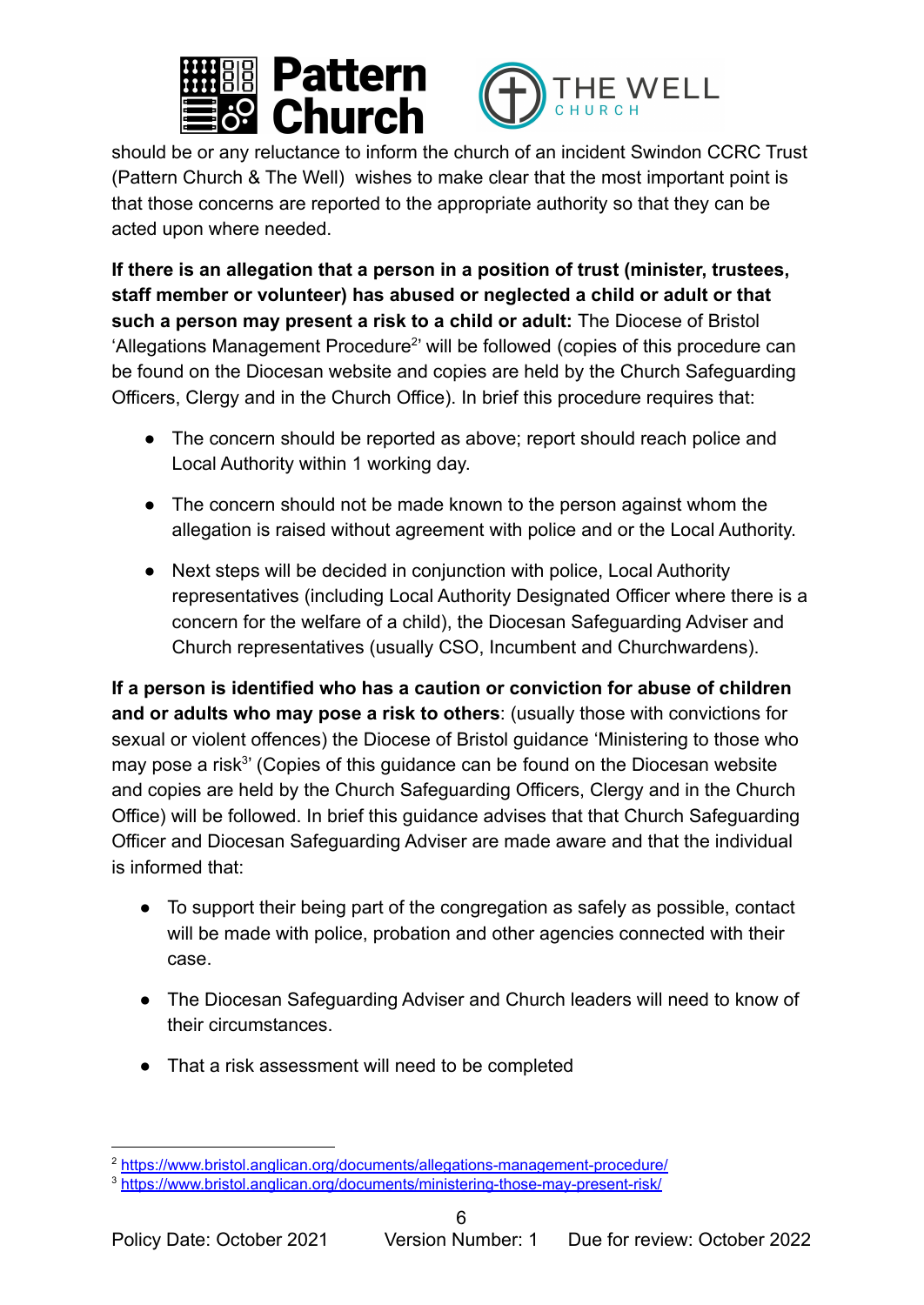should be or any reluctance to inform the church of an incident Swindon CCRC Trust (Pattern Church & The Well) wishes to make clear that the most important point is that those concerns are reported to the appropriate authority so that they can be acted upon where needed.

**If there is an allegation that a person in a position of trust (minister, trustees, staff member or volunteer) has abused or neglected a child or adult or that such a person may present a risk to a child or adult:** The Diocese of Bristol 'Allegations Management Procedure[2]' will be followed (copies of this procedure can be found on the Diocesan website and copies are held by the Church Safeguarding Officers, Clergy and in the Church Office). In brief this procedure requires that:

- The concern should be reported as above; report should reach police and Local Authority within 1 working day.
- The concern should not be made known to the person against whom the allegation is raised without agreement with police and or the Local Authority.
- Next steps will be decided in conjunction with police, Local Authority representatives (including Local Authority Designated Officer where there is a concern for the welfare of a child), the Diocesan Safeguarding Adviser and Church representatives (usually CSO, Incumbent and Churchwardens).

**If a person is identified who has a caution or conviction for abuse of children and or adults who may pose a risk to others**: (usually those with convictions for sexual or violent offences) the Diocese of Bristol guidance 'Ministering to those who may pose a risk[3]' (Copies of this guidance can be found on the Diocesan website and copies are held by the Church Safeguarding Officers, Clergy and in the Church Office) will be followed. In brief this guidance advises that that Church Safeguarding Officer and Diocesan Safeguarding Adviser are made aware and that the individual is informed that:

- To support their being part of the congregation as safely as possible, contact will be made with police, probation and other agencies connected with their case.
- The Diocesan Safeguarding Adviser and Church leaders will need to know of their circumstances.
- That a risk assessment will need to be completed

---

[2] https://www.bristol.anglican.org/documents/allegations-management-procedure/

[3] https://www.bristol.anglican.org/documents/ministering-those-may-present-risk/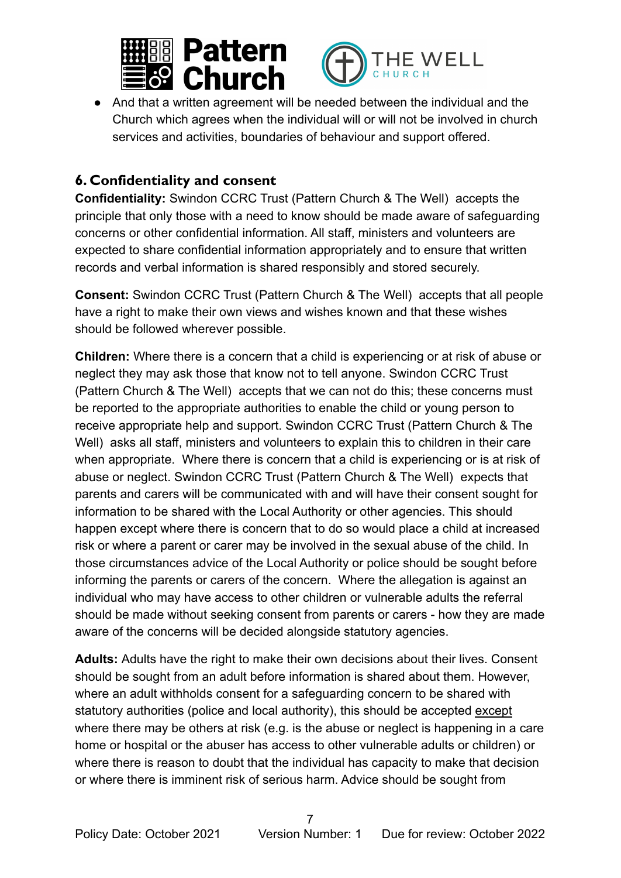- And that a written agreement will be needed between the individual and the Church which agrees when the individual will or will not be involved in church services and activities, boundaries of behaviour and support offered.

## 6. Confidentiality and consent

**Confidentiality:** Swindon CCRC Trust (Pattern Church & The Well) accepts the principle that only those with a need to know should be made aware of safeguarding concerns or other confidential information. All staff, ministers and volunteers are expected to share confidential information appropriately and to ensure that written records and verbal information is shared responsibly and stored securely.

**Consent:** Swindon CCRC Trust (Pattern Church & The Well) accepts that all people have a right to make their own views and wishes known and that these wishes should be followed wherever possible.

**Children:** Where there is a concern that a child is experiencing or at risk of abuse or neglect they may ask those that know not to tell anyone. Swindon CCRC Trust (Pattern Church & The Well) accepts that we can not do this; these concerns must be reported to the appropriate authorities to enable the child or young person to receive appropriate help and support. Swindon CCRC Trust (Pattern Church & The Well) asks all staff, ministers and volunteers to explain this to children in their care when appropriate. Where there is concern that a child is experiencing or is at risk of abuse or neglect. Swindon CCRC Trust (Pattern Church & The Well) expects that parents and carers will be communicated with and will have their consent sought for information to be shared with the Local Authority or other agencies. This should happen except where there is concern that to do so would place a child at increased risk or where a parent or carer may be involved in the sexual abuse of the child. In those circumstances advice of the Local Authority or police should be sought before informing the parents or carers of the concern. Where the allegation is against an individual who may have access to other children or vulnerable adults the referral should be made without seeking consent from parents or carers - how they are made aware of the concerns will be decided alongside statutory agencies.

**Adults:** Adults have the right to make their own decisions about their lives. Consent should be sought from an adult before information is shared about them. However, where an adult withholds consent for a safeguarding concern to be shared with statutory authorities (police and local authority), this should be accepted except where there may be others at risk (e.g. is the abuse or neglect is happening in a care home or hospital or the abuser has access to other vulnerable adults or children) or where there is reason to doubt that the individual has capacity to make that decision or where there is imminent risk of serious harm. Advice should be sought from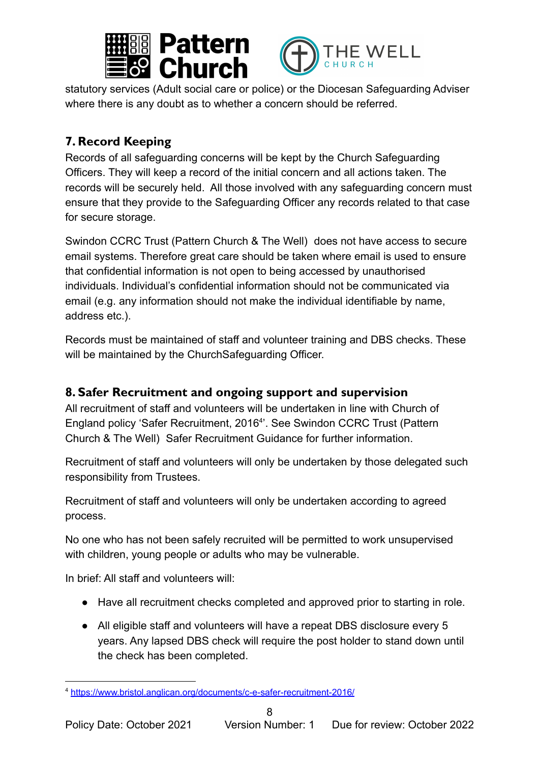statutory services (Adult social care or police) or the Diocesan Safeguarding Adviser where there is any doubt as to whether a concern should be referred.

## 7. Record Keeping

Records of all safeguarding concerns will be kept by the Church Safeguarding Officers. They will keep a record of the initial concern and all actions taken. The records will be securely held. All those involved with any safeguarding concern must ensure that they provide to the Safeguarding Officer any records related to that case for secure storage.

Swindon CCRC Trust (Pattern Church & The Well) does not have access to secure email systems. Therefore great care should be taken where email is used to ensure that confidential information is not open to being accessed by unauthorised individuals. Individual's confidential information should not be communicated via email (e.g. any information should not make the individual identifiable by name, address etc.).

Records must be maintained of staff and volunteer training and DBS checks. These will be maintained by the ChurchSafeguarding Officer.

## 8. Safer Recruitment and ongoing support and supervision

All recruitment of staff and volunteers will be undertaken in line with Church of England policy 'Safer Recruitment, 2016[4]'. See Swindon CCRC Trust (Pattern Church & The Well) Safer Recruitment Guidance for further information.

Recruitment of staff and volunteers will only be undertaken by those delegated such responsibility from Trustees.

Recruitment of staff and volunteers will only be undertaken according to agreed process.

No one who has not been safely recruited will be permitted to work unsupervised with children, young people or adults who may be vulnerable.

In brief: All staff and volunteers will:

- Have all recruitment checks completed and approved prior to starting in role.
- All eligible staff and volunteers will have a repeat DBS disclosure every 5 years. Any lapsed DBS check will require the post holder to stand down until the check has been completed.

---

[4] https://www.bristol.anglican.org/documents/c-e-safer-recruitment-2016/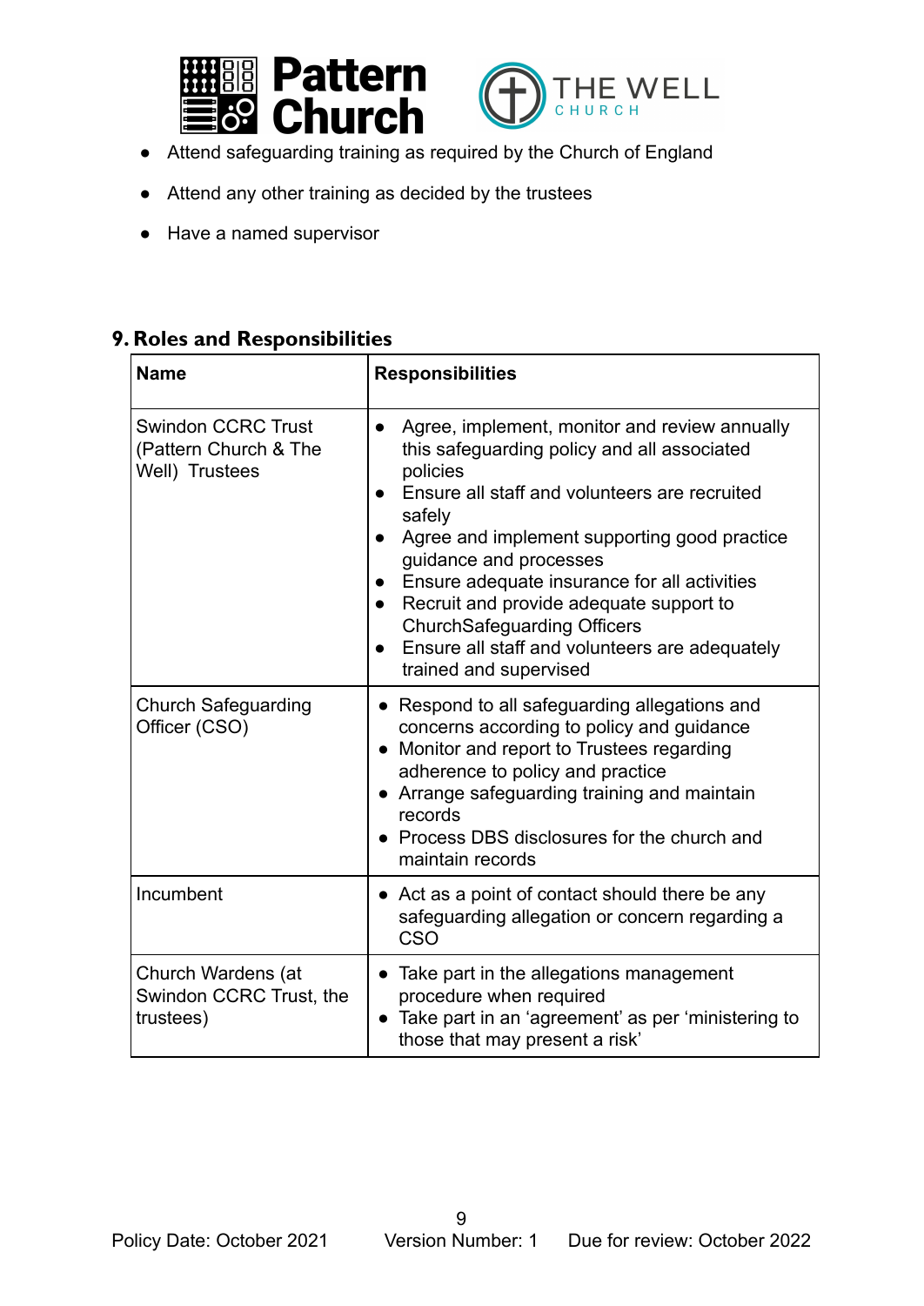- Attend safeguarding training as required by the Church of England
- Attend any other training as decided by the trustees
- Have a named supervisor

## 9. Roles and Responsibilities

| Name | Responsibilities |
|---|---|
| Swindon CCRC Trust (Pattern Church & The Well) Trustees | • Agree, implement, monitor and review annually this safeguarding policy and all associated policies<br>• Ensure all staff and volunteers are recruited safely<br>• Agree and implement supporting good practice guidance and processes<br>• Ensure adequate insurance for all activities<br>• Recruit and provide adequate support to ChurchSafeguarding Officers<br>• Ensure all staff and volunteers are adequately trained and supervised |
| Church Safeguarding Officer (CSO) | • Respond to all safeguarding allegations and concerns according to policy and guidance<br>• Monitor and report to Trustees regarding adherence to policy and practice<br>• Arrange safeguarding training and maintain records<br>• Process DBS disclosures for the church and maintain records |
| Incumbent | • Act as a point of contact should there be any safeguarding allegation or concern regarding a CSO |
| Church Wardens (at Swindon CCRC Trust, the trustees) | • Take part in the allegations management procedure when required<br>• Take part in an 'agreement' as per 'ministering to those that may present a risk' |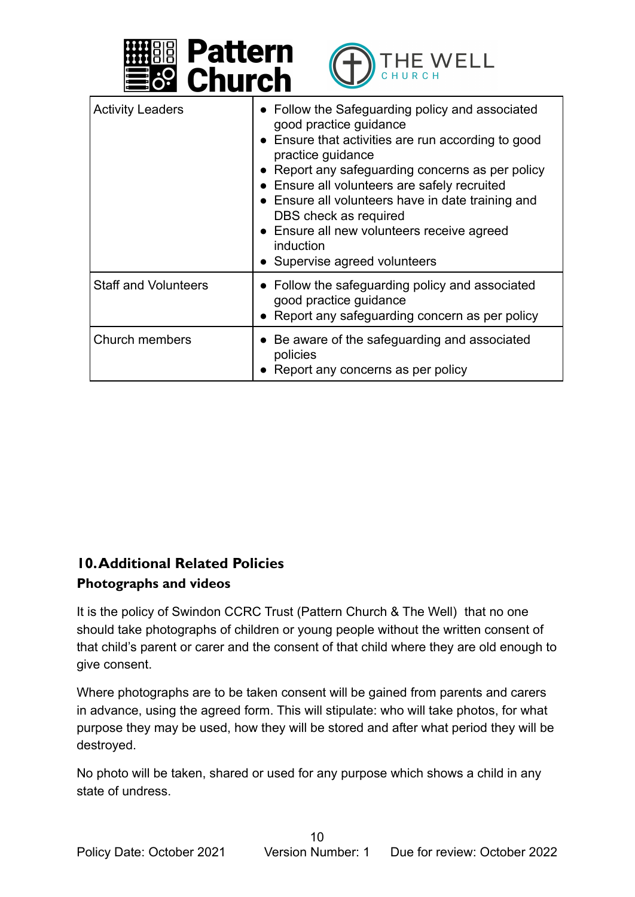| Activity Leaders | • Follow the Safeguarding policy and associated good practice guidance<br>• Ensure that activities are run according to good practice guidance<br>• Report any safeguarding concerns as per policy<br>• Ensure all volunteers are safely recruited<br>• Ensure all volunteers have in date training and DBS check as required<br>• Ensure all new volunteers receive agreed induction<br>• Supervise agreed volunteers |
|---|---|
| Staff and Volunteers | • Follow the safeguarding policy and associated good practice guidance<br>• Report any safeguarding concern as per policy |
| Church members | • Be aware of the safeguarding and associated policies<br>• Report any concerns as per policy |

## 10. Additional Related Policies

### Photographs and videos

It is the policy of Swindon CCRC Trust (Pattern Church & The Well) that no one should take photographs of children or young people without the written consent of that child's parent or carer and the consent of that child where they are old enough to give consent.

Where photographs are to be taken consent will be gained from parents and carers in advance, using the agreed form. This will stipulate: who will take photos, for what purpose they may be used, how they will be stored and after what period they will be destroyed.

No photo will be taken, shared or used for any purpose which shows a child in any state of undress.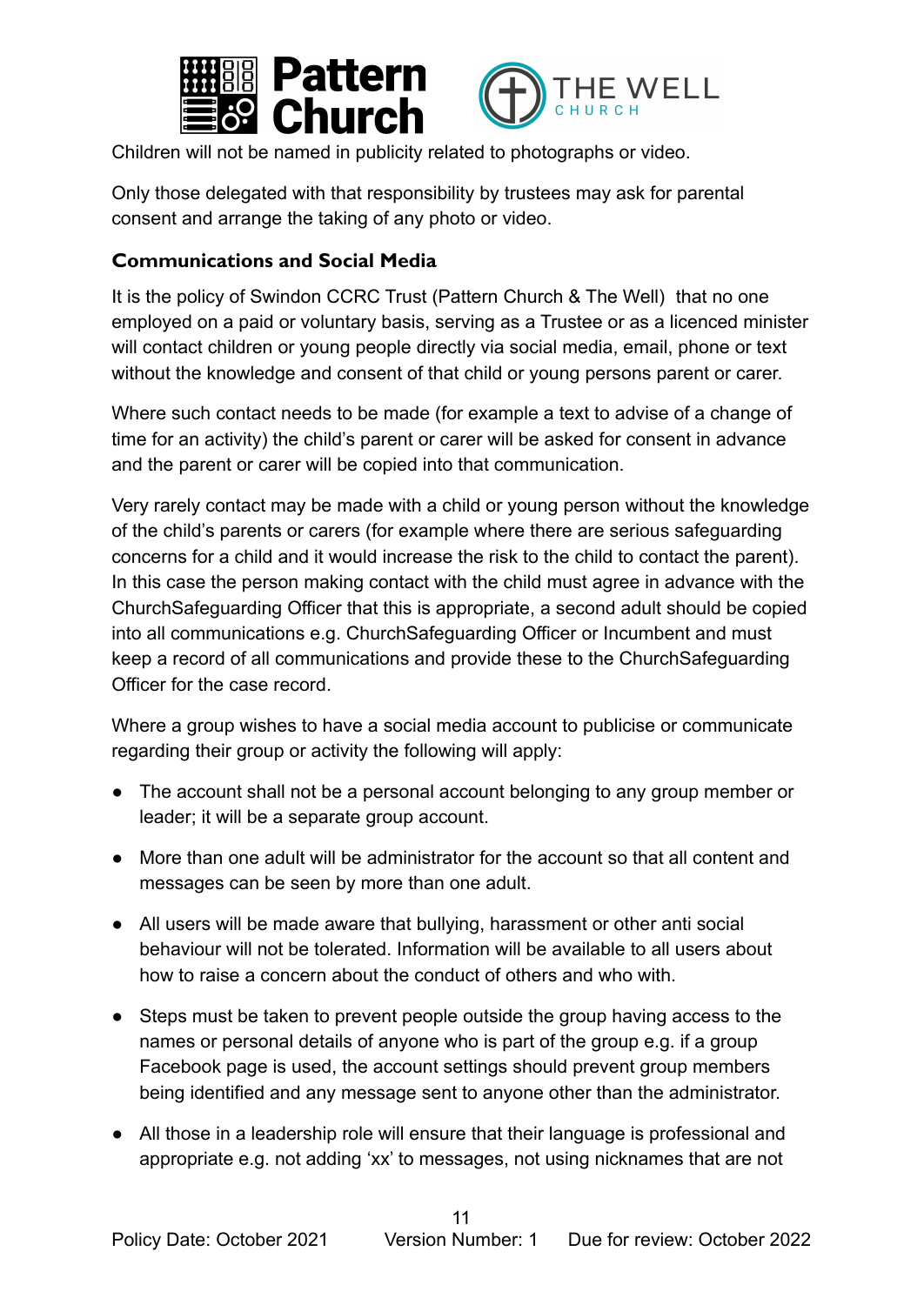Children will not be named in publicity related to photographs or video.

Only those delegated with that responsibility by trustees may ask for parental consent and arrange the taking of any photo or video.

### Communications and Social Media

It is the policy of Swindon CCRC Trust (Pattern Church & The Well)  that no one employed on a paid or voluntary basis, serving as a Trustee or as a licenced minister will contact children or young people directly via social media, email, phone or text without the knowledge and consent of that child or young persons parent or carer.

Where such contact needs to be made (for example a text to advise of a change of time for an activity) the child's parent or carer will be asked for consent in advance and the parent or carer will be copied into that communication.

Very rarely contact may be made with a child or young person without the knowledge of the child's parents or carers (for example where there are serious safeguarding concerns for a child and it would increase the risk to the child to contact the parent). In this case the person making contact with the child must agree in advance with the ChurchSafeguarding Officer that this is appropriate, a second adult should be copied into all communications e.g. ChurchSafeguarding Officer or Incumbent and must keep a record of all communications and provide these to the ChurchSafeguarding Officer for the case record.

Where a group wishes to have a social media account to publicise or communicate regarding their group or activity the following will apply:

- The account shall not be a personal account belonging to any group member or leader; it will be a separate group account.
- More than one adult will be administrator for the account so that all content and messages can be seen by more than one adult.
- All users will be made aware that bullying, harassment or other anti social behaviour will not be tolerated. Information will be available to all users about how to raise a concern about the conduct of others and who with.
- Steps must be taken to prevent people outside the group having access to the names or personal details of anyone who is part of the group e.g. if a group Facebook page is used, the account settings should prevent group members being identified and any message sent to anyone other than the administrator.
- All those in a leadership role will ensure that their language is professional and appropriate e.g. not adding 'xx' to messages, not using nicknames that are not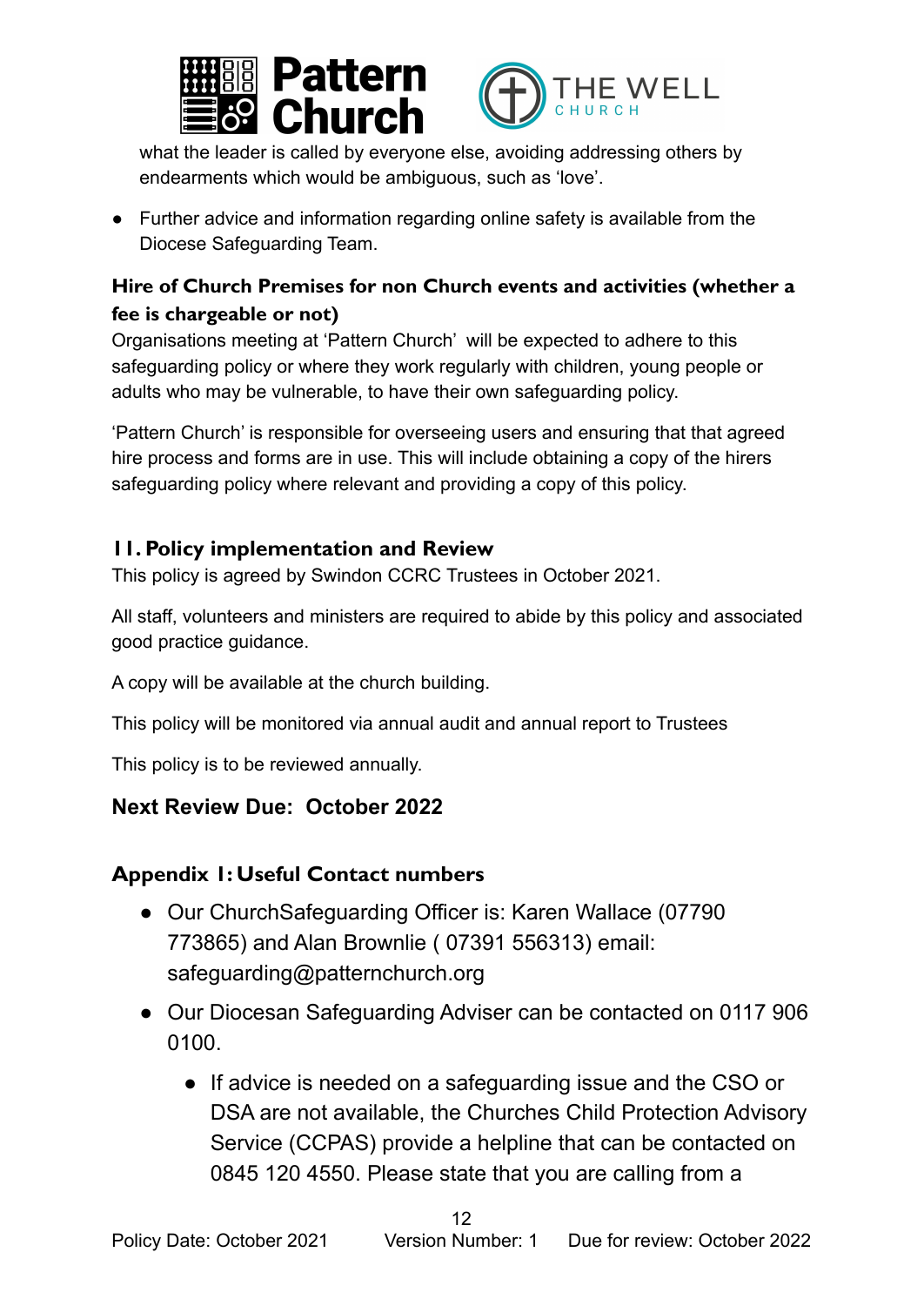what the leader is called by everyone else, avoiding addressing others by endearments which would be ambiguous, such as 'love'.

- Further advice and information regarding online safety is available from the Diocese Safeguarding Team.

### Hire of Church Premises for non Church events and activities (whether a fee is chargeable or not)

Organisations meeting at 'Pattern Church' will be expected to adhere to this safeguarding policy or where they work regularly with children, young people or adults who may be vulnerable, to have their own safeguarding policy.

'Pattern Church' is responsible for overseeing users and ensuring that that agreed hire process and forms are in use. This will include obtaining a copy of the hirers safeguarding policy where relevant and providing a copy of this policy.

## 11. Policy implementation and Review

This policy is agreed by Swindon CCRC Trustees in October 2021.

All staff, volunteers and ministers are required to abide by this policy and associated good practice guidance.

A copy will be available at the church building.

This policy will be monitored via annual audit and annual report to Trustees

This policy is to be reviewed annually.

**Next Review Due: October 2022**

## Appendix 1: Useful Contact numbers

- Our ChurchSafeguarding Officer is: Karen Wallace (07790 773865) and Alan Brownlie ( 07391 556313) email: safeguarding@patternchurch.org
- Our Diocesan Safeguarding Adviser can be contacted on 0117 906 0100.
    - If advice is needed on a safeguarding issue and the CSO or DSA are not available, the Churches Child Protection Advisory Service (CCPAS) provide a helpline that can be contacted on 0845 120 4550. Please state that you are calling from a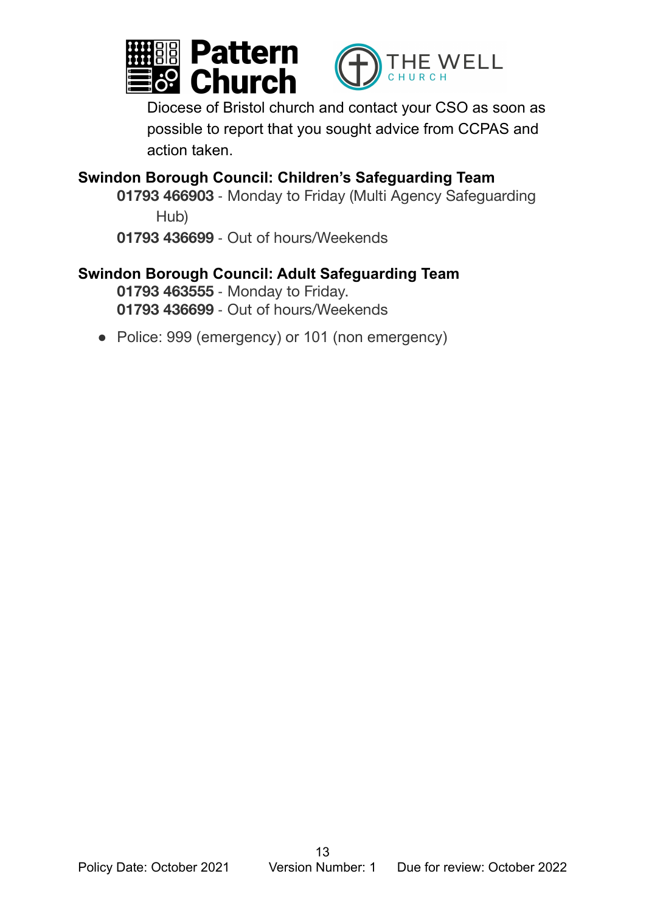Diocese of Bristol church and contact your CSO as soon as possible to report that you sought advice from CCPAS and action taken.

**Swindon Borough Council: Children's Safeguarding Team**

**01793 466903** - Monday to Friday (Multi Agency Safeguarding Hub)

**01793 436699** - Out of hours/Weekends

**Swindon Borough Council: Adult Safeguarding Team**

**01793 463555** - Monday to Friday.

**01793 436699** - Out of hours/Weekends

- Police: 999 (emergency) or 101 (non emergency)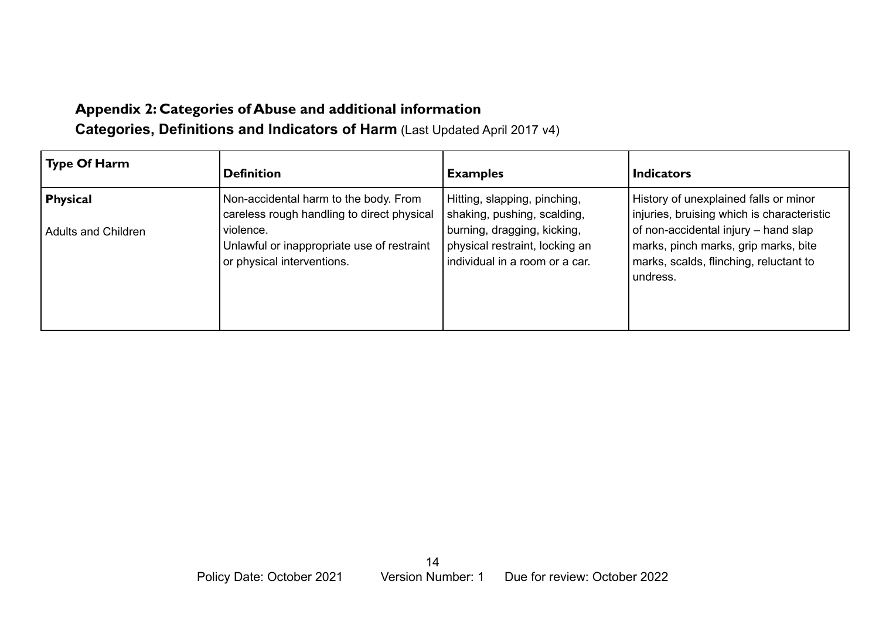## Appendix 2: Categories of Abuse and additional information

### Categories, Definitions and Indicators of Harm (Last Updated April 2017 v4)

| Type Of Harm | Definition | Examples | Indicators |
| --- | --- | --- | --- |
| **Physical**<br><br>Adults and Children | Non-accidental harm to the body. From careless rough handling to direct physical violence.<br>Unlawful or inappropriate use of restraint or physical interventions. | Hitting, slapping, pinching, shaking, pushing, scalding, burning, dragging, kicking, physical restraint, locking an individual in a room or a car. | History of unexplained falls or minor injuries, bruising which is characteristic of non-accidental injury – hand slap marks, pinch marks, grip marks, bite marks, scalds, flinching, reluctant to undress. |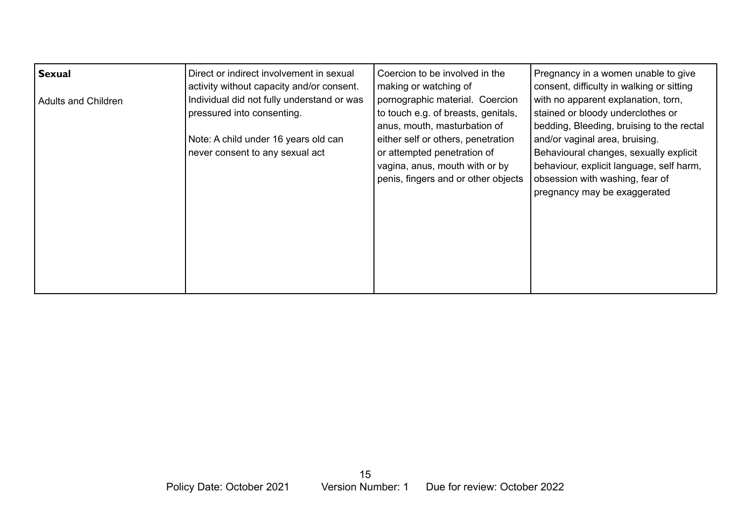| **Sexual**<br><br>Adults and Children | Direct or indirect involvement in sexual activity without capacity and/or consent. Individual did not fully understand or was pressured into consenting.<br><br>Note: A child under 16 years old can never consent to any sexual act | Coercion to be involved in the making or watching of pornographic material. Coercion to touch e.g. of breasts, genitals, anus, mouth, masturbation of either self or others, penetration or attempted penetration of vagina, anus, mouth with or by penis, fingers and or other objects | Pregnancy in a women unable to give consent, difficulty in walking or sitting with no apparent explanation, torn, stained or bloody underclothes or bedding, Bleeding, bruising to the rectal and/or vaginal area, bruising. Behavioural changes, sexually explicit behaviour, explicit language, self harm, obsession with washing, fear of pregnancy may be exaggerated |
|---|---|---|---|

Policy Date: October 2021 Version Number: 1 Due for review: October 2022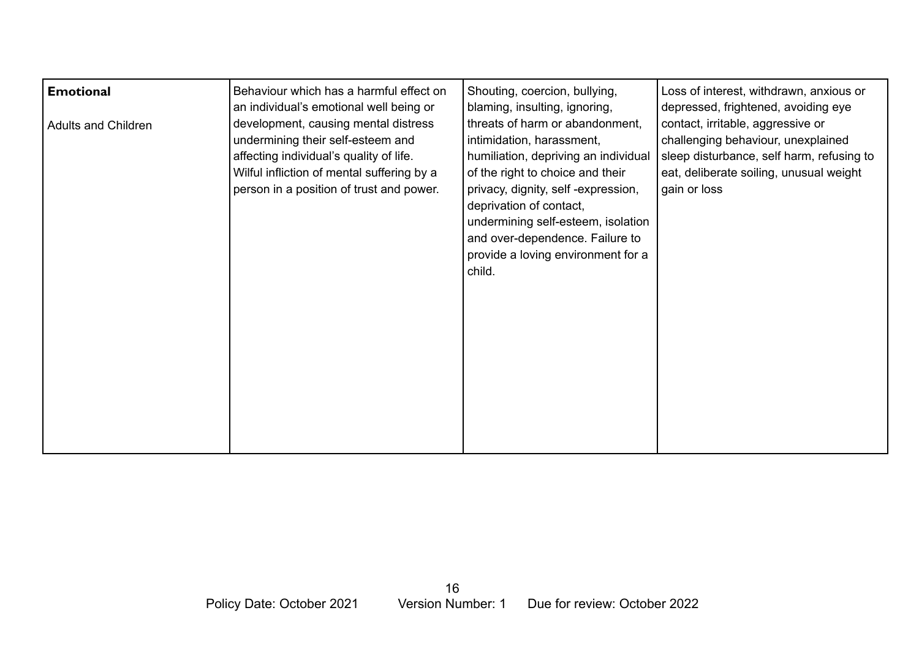| **Emotional**<br><br>Adults and Children | Behaviour which has a harmful effect on an individual's emotional well being or development, causing mental distress undermining their self-esteem and affecting individual's quality of life. Wilful infliction of mental suffering by a person in a position of trust and power. | Shouting, coercion, bullying, blaming, insulting, ignoring, threats of harm or abandonment, intimidation, harassment, humiliation, depriving an individual of the right to choice and their privacy, dignity, self -expression, deprivation of contact, undermining self-esteem, isolation and over-dependence. Failure to provide a loving environment for a child. | Loss of interest, withdrawn, anxious or depressed, frightened, avoiding eye contact, irritable, aggressive or challenging behaviour, unexplained sleep disturbance, self harm, refusing to eat, deliberate soiling, unusual weight gain or loss |
|---|---|---|---|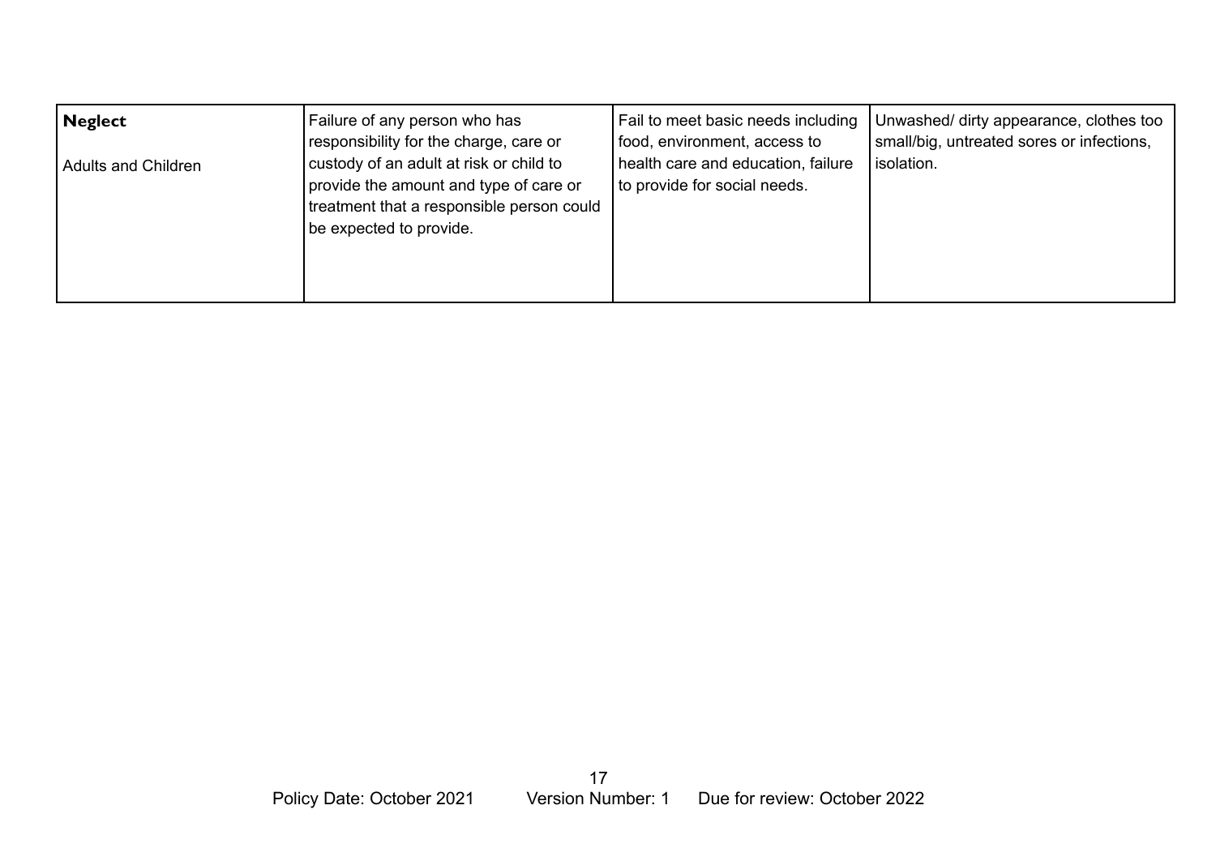| **Neglect**<br><br>Adults and Children | Failure of any person who has responsibility for the charge, care or custody of an adult at risk or child to provide the amount and type of care or treatment that a responsible person could be expected to provide. | Fail to meet basic needs including food, environment, access to health care and education, failure to provide for social needs. | Unwashed/ dirty appearance, clothes too small/big, untreated sores or infections, isolation. |
|---|---|---|---|

Policy Date: October 2021 Version Number: 1 Due for review: October 2022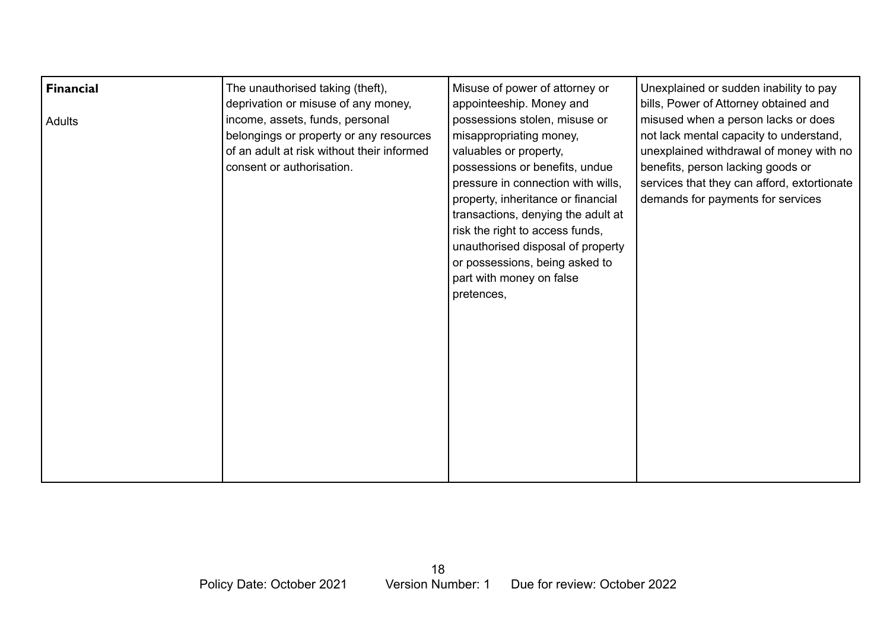| **Financial**<br><br>Adults | The unauthorised taking (theft), deprivation or misuse of any money, income, assets, funds, personal belongings or property or any resources of an adult at risk without their informed consent or authorisation. | Misuse of power of attorney or appointeeship. Money and possessions stolen, misuse or misappropriating money, valuables or property, possessions or benefits, undue pressure in connection with wills, property, inheritance or financial transactions, denying the adult at risk the right to access funds, unauthorised disposal of property or possessions, being asked to part with money on false pretences, | Unexplained or sudden inability to pay bills, Power of Attorney obtained and misused when a person lacks or does not lack mental capacity to understand, unexplained withdrawal of money with no benefits, person lacking goods or services that they can afford, extortionate demands for payments for services |
|---|---|---|---|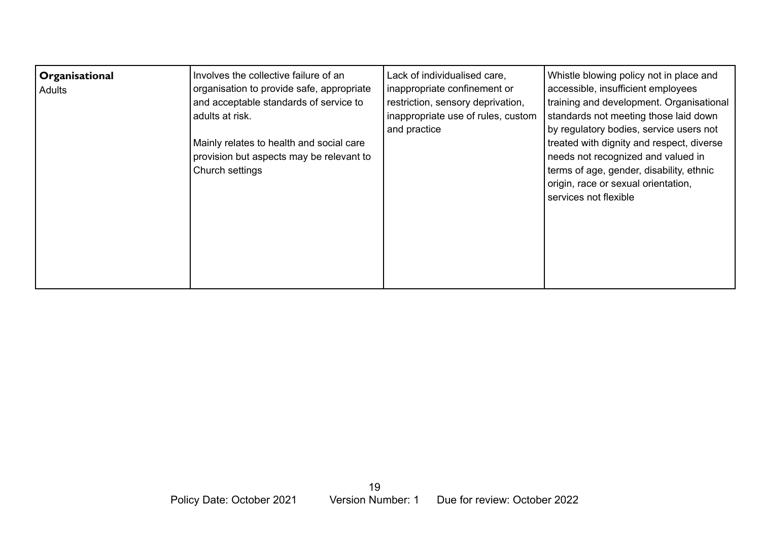| **Organisational**<br>Adults | Involves the collective failure of an organisation to provide safe, appropriate and acceptable standards of service to adults at risk.<br><br>Mainly relates to health and social care provision but aspects may be relevant to Church settings | Lack of individualised care, inappropriate confinement or restriction, sensory deprivation, inappropriate use of rules, custom and practice | Whistle blowing policy not in place and accessible, insufficient employees training and development. Organisational standards not meeting those laid down by regulatory bodies, service users not treated with dignity and respect, diverse needs not recognized and valued in terms of age, gender, disability, ethnic origin, race or sexual orientation, services not flexible |
|---|---|---|---|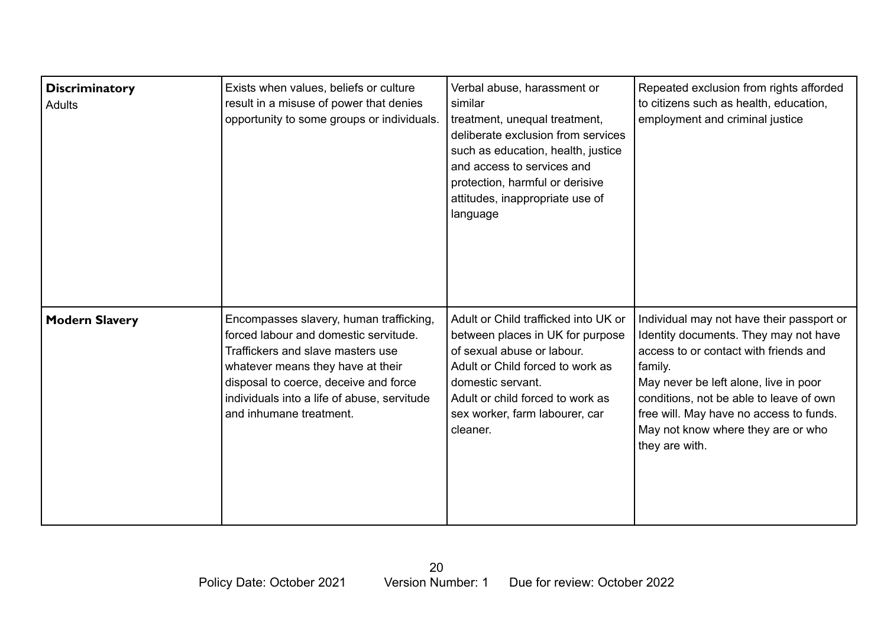| | | | |
|---|---|---|---|
| **Discriminatory** Adults | Exists when values, beliefs or culture result in a misuse of power that denies opportunity to some groups or individuals. | Verbal abuse, harassment or similar treatment, unequal treatment, deliberate exclusion from services such as education, health, justice and access to services and protection, harmful or derisive attitudes, inappropriate use of language | Repeated exclusion from rights afforded to citizens such as health, education, employment and criminal justice |
| **Modern Slavery** | Encompasses slavery, human trafficking, forced labour and domestic servitude. Traffickers and slave masters use whatever means they have at their disposal to coerce, deceive and force individuals into a life of abuse, servitude and inhumane treatment. | Adult or Child trafficked into UK or between places in UK for purpose of sexual abuse or labour.<br>Adult or Child forced to work as domestic servant.<br>Adult or child forced to work as sex worker, farm labourer, car cleaner. | Individual may not have their passport or Identity documents. They may not have access to or contact with friends and family.<br>May never be left alone, live in poor conditions, not be able to leave of own free will. May have no access to funds. May not know where they are or who they are with. |

Policy Date: October 2021 Version Number: 1 Due for review: October 2022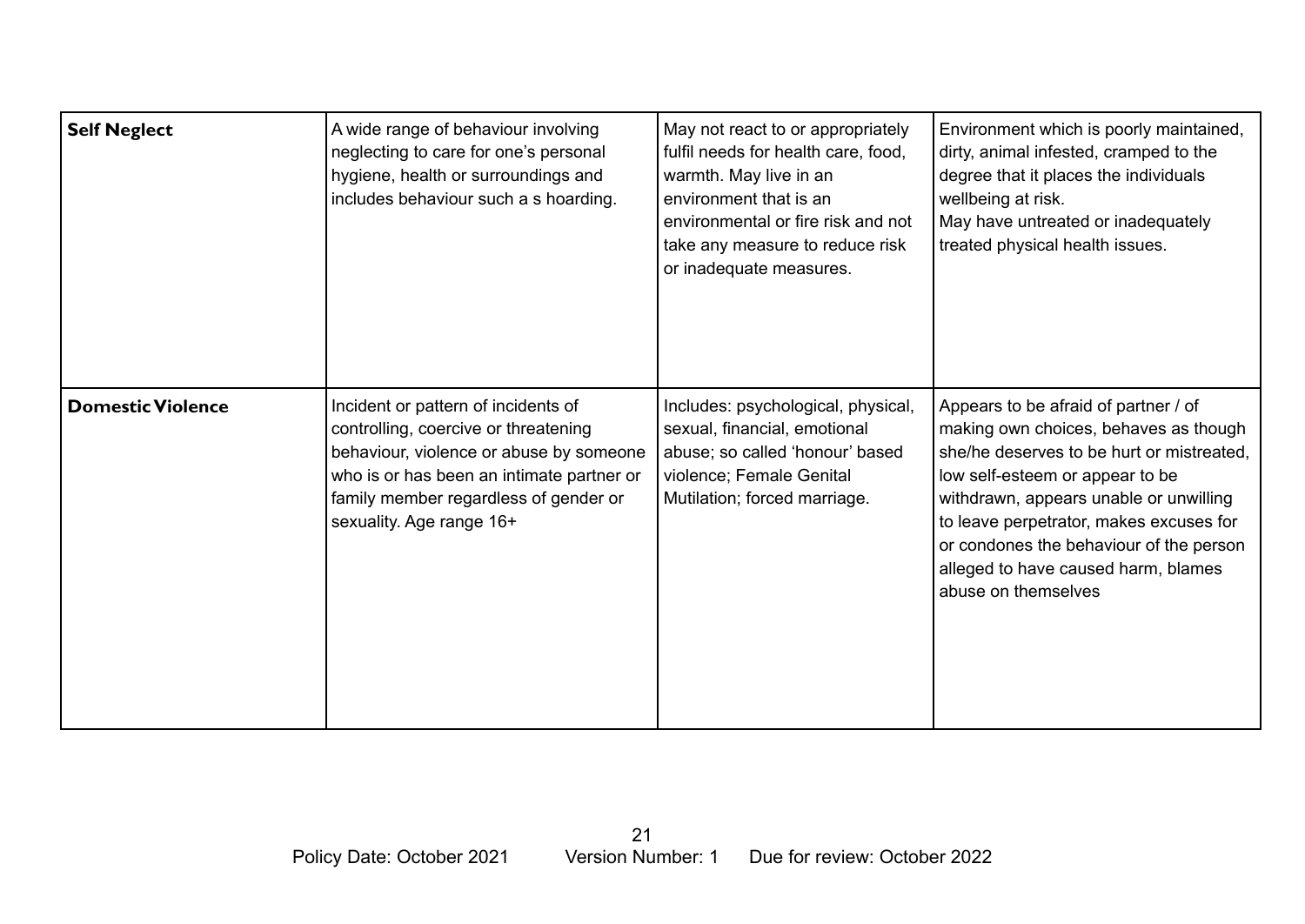| | | | |
|---|---|---|---|
| **Self Neglect** | A wide range of behaviour involving neglecting to care for one's personal hygiene, health or surroundings and includes behaviour such a s hoarding. | May not react to or appropriately fulfil needs for health care, food, warmth. May live in an environment that is an environmental or fire risk and not take any measure to reduce risk or inadequate measures. | Environment which is poorly maintained, dirty, animal infested, cramped to the degree that it places the individuals wellbeing at risk.<br>May have untreated or inadequately treated physical health issues. |
| **Domestic Violence** | Incident or pattern of incidents of controlling, coercive or threatening behaviour, violence or abuse by someone who is or has been an intimate partner or family member regardless of gender or sexuality. Age range 16+ | Includes: psychological, physical, sexual, financial, emotional abuse; so called 'honour' based violence; Female Genital Mutilation; forced marriage. | Appears to be afraid of partner / of making own choices, behaves as though she/he deserves to be hurt or mistreated, low self-esteem or appear to be withdrawn, appears unable or unwilling to leave perpetrator, makes excuses for or condones the behaviour of the person alleged to have caused harm, blames abuse on themselves |

Policy Date: October 2021 Version Number: 1 Due for review: October 2022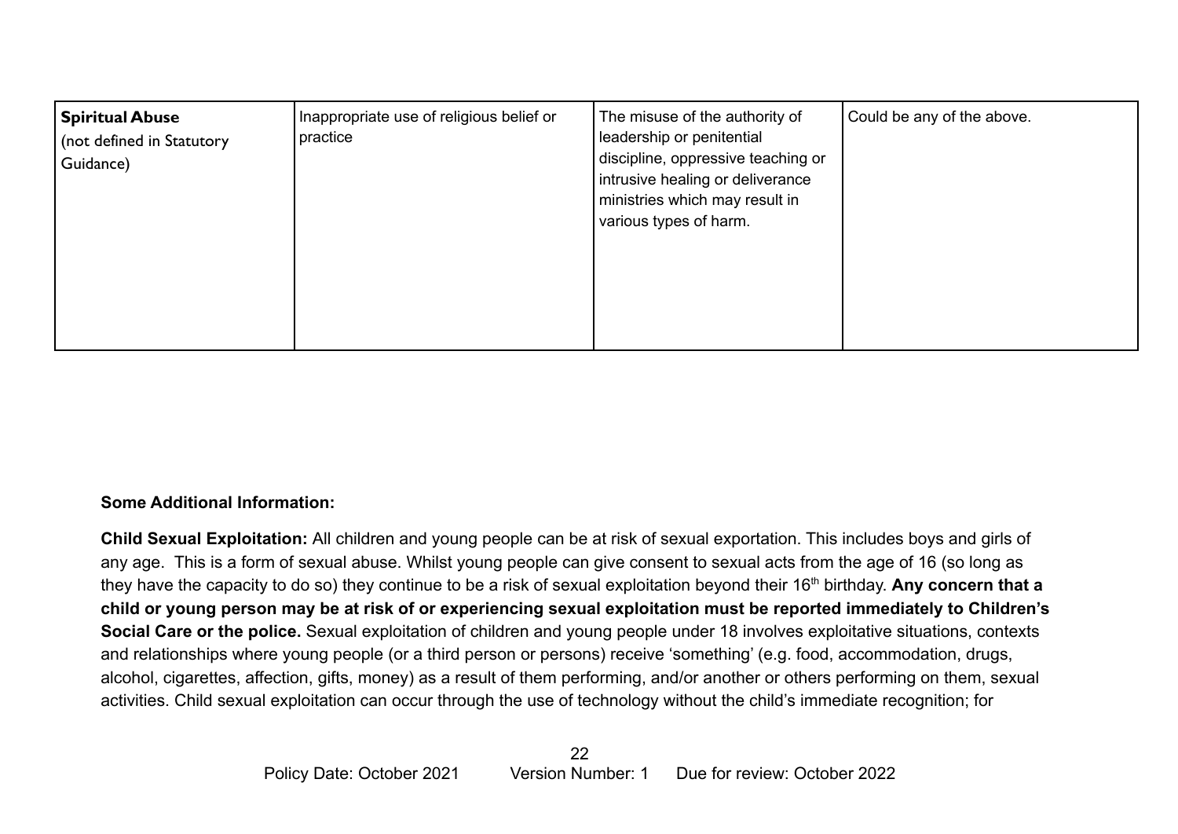| **Spiritual Abuse** (not defined in Statutory Guidance) | Inappropriate use of religious belief or practice | The misuse of the authority of leadership or penitential discipline, oppressive teaching or intrusive healing or deliverance ministries which may result in various types of harm. | Could be any of the above. |
|---|---|---|---|

**Some Additional Information:**

**Child Sexual Exploitation:** All children and young people can be at risk of sexual exportation. This includes boys and girls of any age. This is a form of sexual abuse. Whilst young people can give consent to sexual acts from the age of 16 (so long as they have the capacity to do so) they continue to be a risk of sexual exploitation beyond their 16th birthday. **Any concern that a child or young person may be at risk of or experiencing sexual exploitation must be reported immediately to Children's Social Care or the police.** Sexual exploitation of children and young people under 18 involves exploitative situations, contexts and relationships where young people (or a third person or persons) receive 'something' (e.g. food, accommodation, drugs, alcohol, cigarettes, affection, gifts, money) as a result of them performing, and/or another or others performing on them, sexual activities. Child sexual exploitation can occur through the use of technology without the child's immediate recognition; for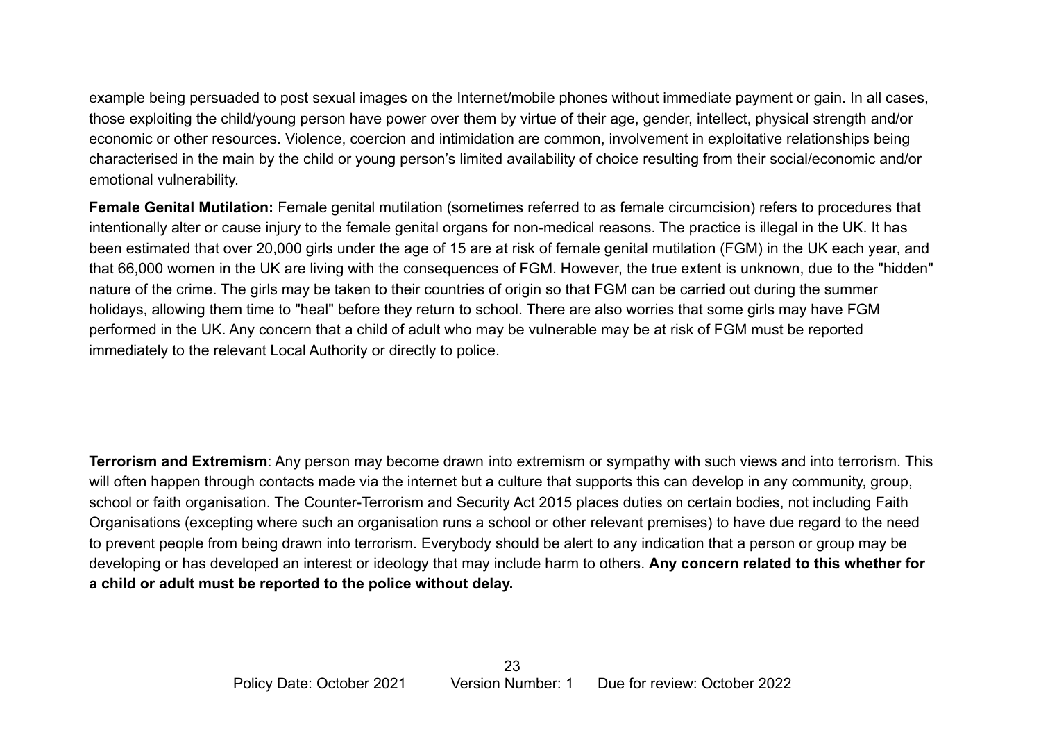example being persuaded to post sexual images on the Internet/mobile phones without immediate payment or gain. In all cases, those exploiting the child/young person have power over them by virtue of their age, gender, intellect, physical strength and/or economic or other resources. Violence, coercion and intimidation are common, involvement in exploitative relationships being characterised in the main by the child or young person's limited availability of choice resulting from their social/economic and/or emotional vulnerability.

**Female Genital Mutilation:** Female genital mutilation (sometimes referred to as female circumcision) refers to procedures that intentionally alter or cause injury to the female genital organs for non-medical reasons. The practice is illegal in the UK. It has been estimated that over 20,000 girls under the age of 15 are at risk of female genital mutilation (FGM) in the UK each year, and that 66,000 women in the UK are living with the consequences of FGM. However, the true extent is unknown, due to the "hidden" nature of the crime. The girls may be taken to their countries of origin so that FGM can be carried out during the summer holidays, allowing them time to "heal" before they return to school. There are also worries that some girls may have FGM performed in the UK. Any concern that a child of adult who may be vulnerable may be at risk of FGM must be reported immediately to the relevant Local Authority or directly to police.

**Terrorism and Extremism**: Any person may become drawn into extremism or sympathy with such views and into terrorism. This will often happen through contacts made via the internet but a culture that supports this can develop in any community, group, school or faith organisation. The Counter-Terrorism and Security Act 2015 places duties on certain bodies, not including Faith Organisations (excepting where such an organisation runs a school or other relevant premises) to have due regard to the need to prevent people from being drawn into terrorism. Everybody should be alert to any indication that a person or group may be developing or has developed an interest or ideology that may include harm to others. **Any concern related to this whether for a child or adult must be reported to the police without delay.**